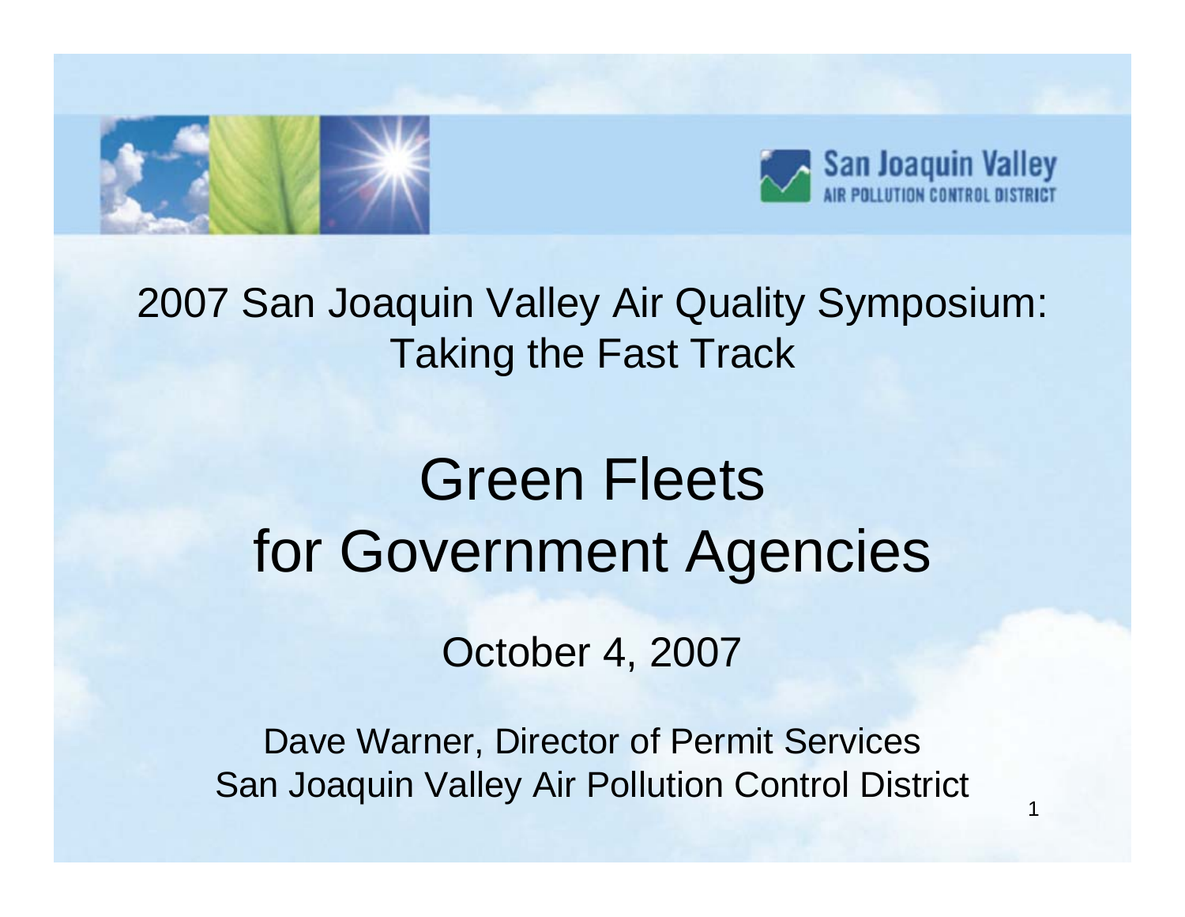San Joaquin Valley AIR POLLUTION CONTROL DISTRICT

2007 San Joaquin Valley Air Quality Symposium: Taking the Fast Track

# Green Fleets for Government Agencies

October 4, 2007

Dave Warner, Director of Permit Services
San Joaquin Valley Air Pollution Control District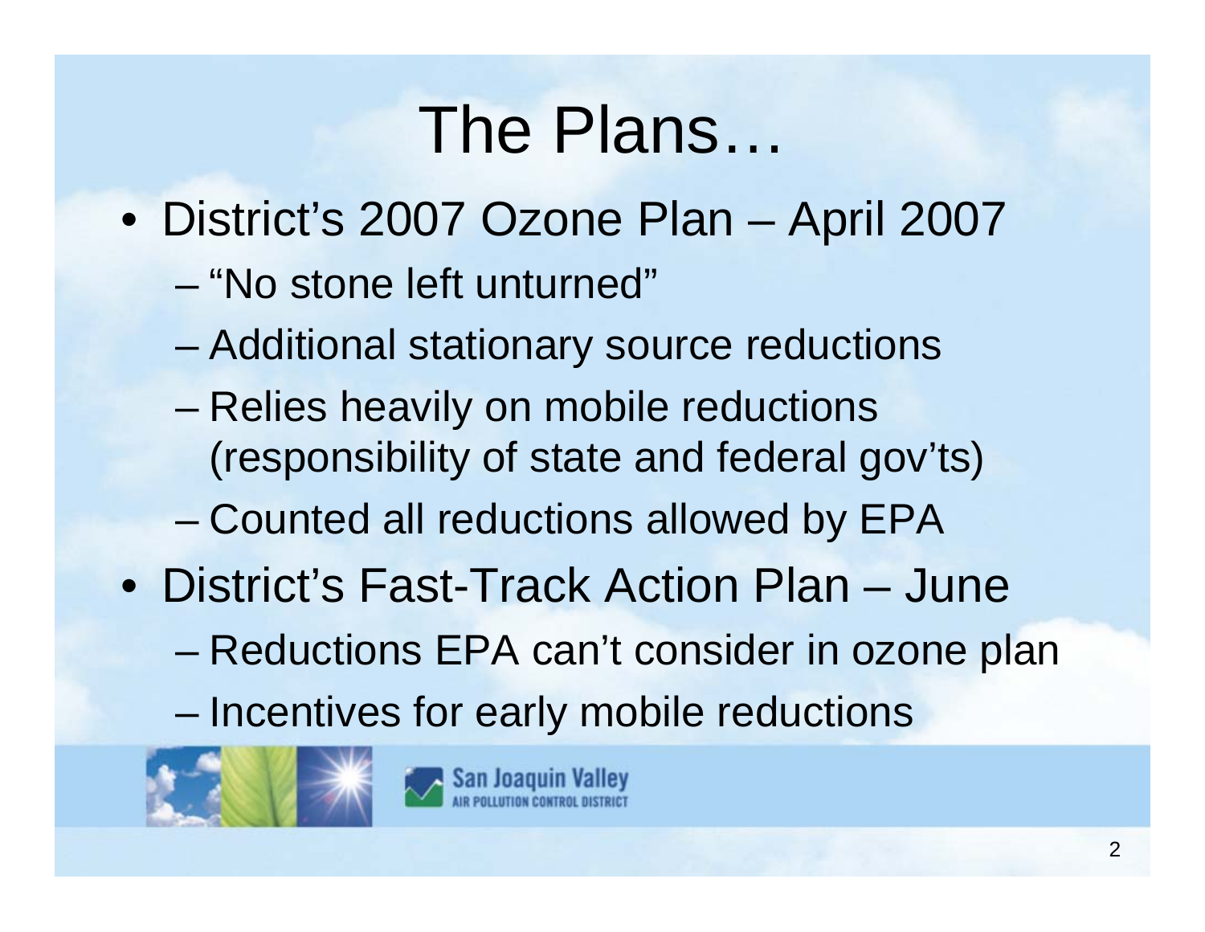# The Plans…

- District's 2007 Ozone Plan – April 2007
  - "No stone left unturned"
  - Additional stationary source reductions
  - Relies heavily on mobile reductions (responsibility of state and federal gov'ts)
  - Counted all reductions allowed by EPA
- District's Fast-Track Action Plan – June
  - Reductions EPA can't consider in ozone plan
  - Incentives for early mobile reductions

San Joaquin Valley
AIR POLLUTION CONTROL DISTRICT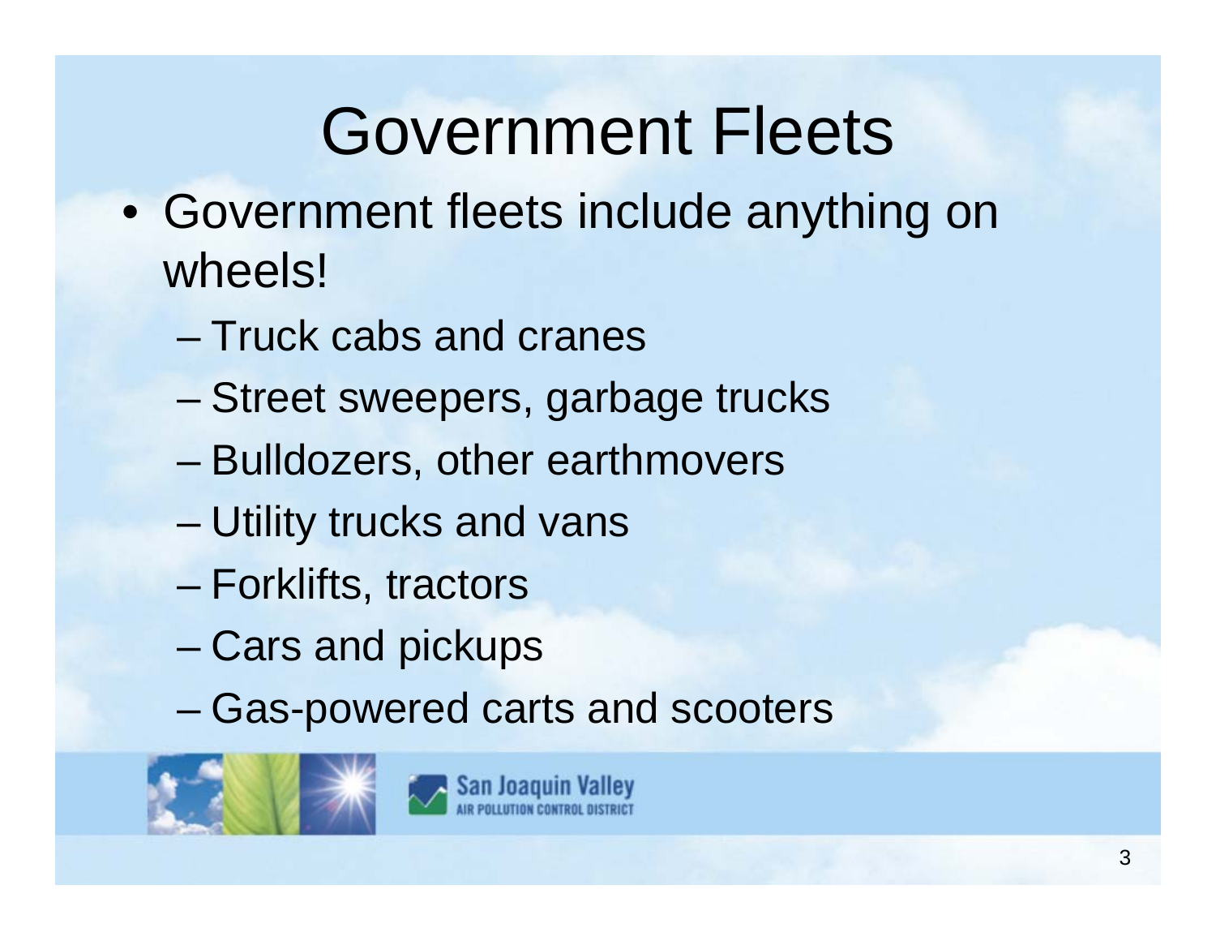# Government Fleets

- Government fleets include anything on wheels!
  - Truck cabs and cranes
  - Street sweepers, garbage trucks
  - Bulldozers, other earthmovers
  - Utility trucks and vans
  - Forklifts, tractors
  - Cars and pickups
  - Gas-powered carts and scooters

San Joaquin Valley
AIR POLLUTION CONTROL DISTRICT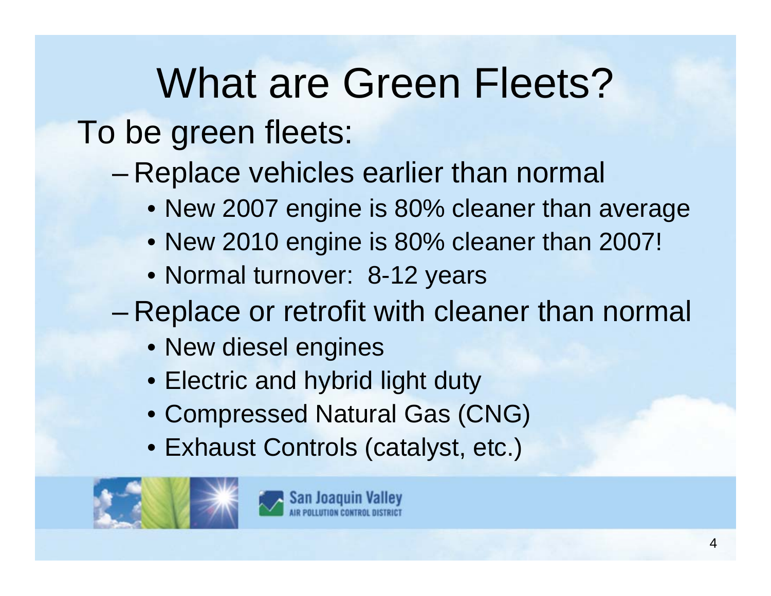# What are Green Fleets?

To be green fleets:

- Replace vehicles earlier than normal
  - New 2007 engine is 80% cleaner than average
  - New 2010 engine is 80% cleaner than 2007!
  - Normal turnover: 8-12 years
- Replace or retrofit with cleaner than normal
  - New diesel engines
  - Electric and hybrid light duty
  - Compressed Natural Gas (CNG)
  - Exhaust Controls (catalyst, etc.)

San Joaquin Valley
AIR POLLUTION CONTROL DISTRICT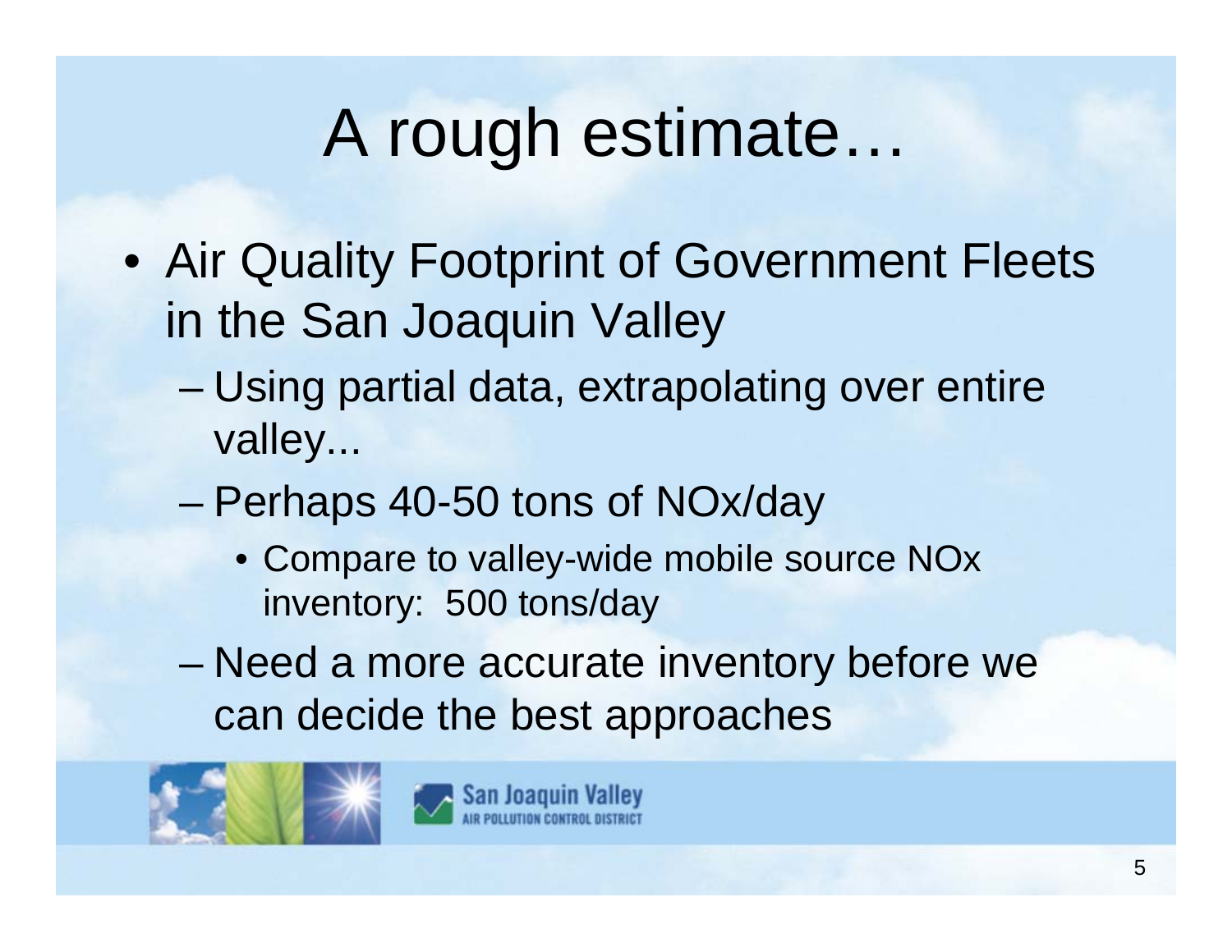# A rough estimate…

- Air Quality Footprint of Government Fleets in the San Joaquin Valley
  - Using partial data, extrapolating over entire valley...
  - Perhaps 40-50 tons of NOx/day
    - Compare to valley-wide mobile source NOx inventory: 500 tons/day
  - Need a more accurate inventory before we can decide the best approaches

San Joaquin Valley
AIR POLLUTION CONTROL DISTRICT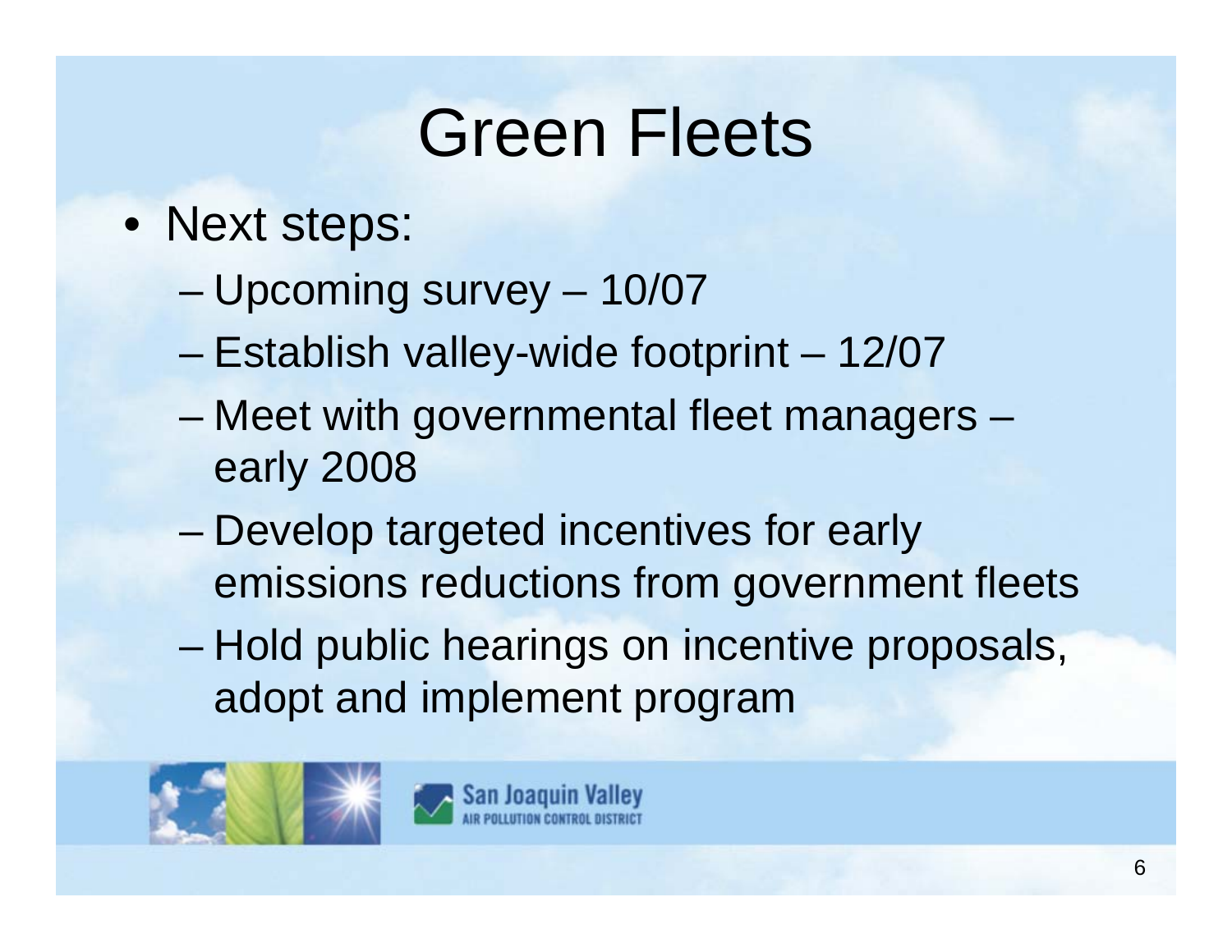# Green Fleets

- Next steps:
  - Upcoming survey – 10/07
  - Establish valley-wide footprint – 12/07
  - Meet with governmental fleet managers – early 2008
  - Develop targeted incentives for early emissions reductions from government fleets
  - Hold public hearings on incentive proposals, adopt and implement program

San Joaquin Valley
AIR POLLUTION CONTROL DISTRICT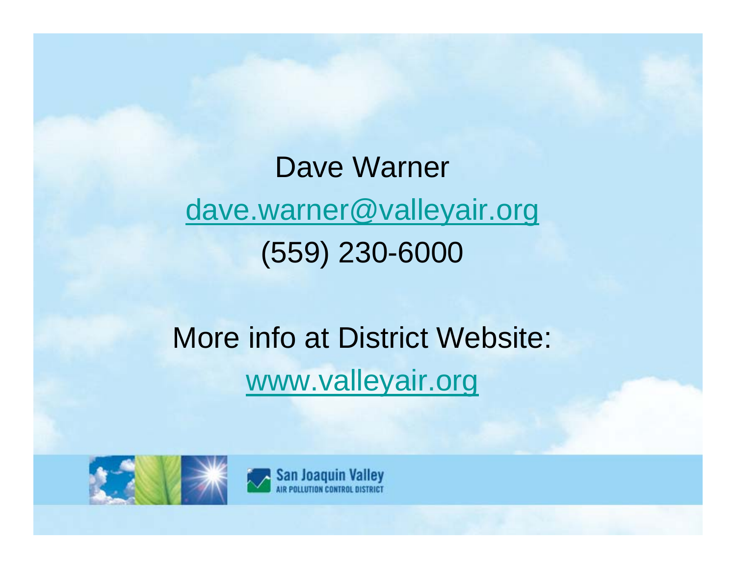Dave Warner

[dave.warner@valleyair.org](mailto:dave.warner@valleyair.org)

(559) 230-6000

More info at District Website:

[www.valleyair.org](http://www.valleyair.org)

San Joaquin Valley
AIR POLLUTION CONTROL DISTRICT